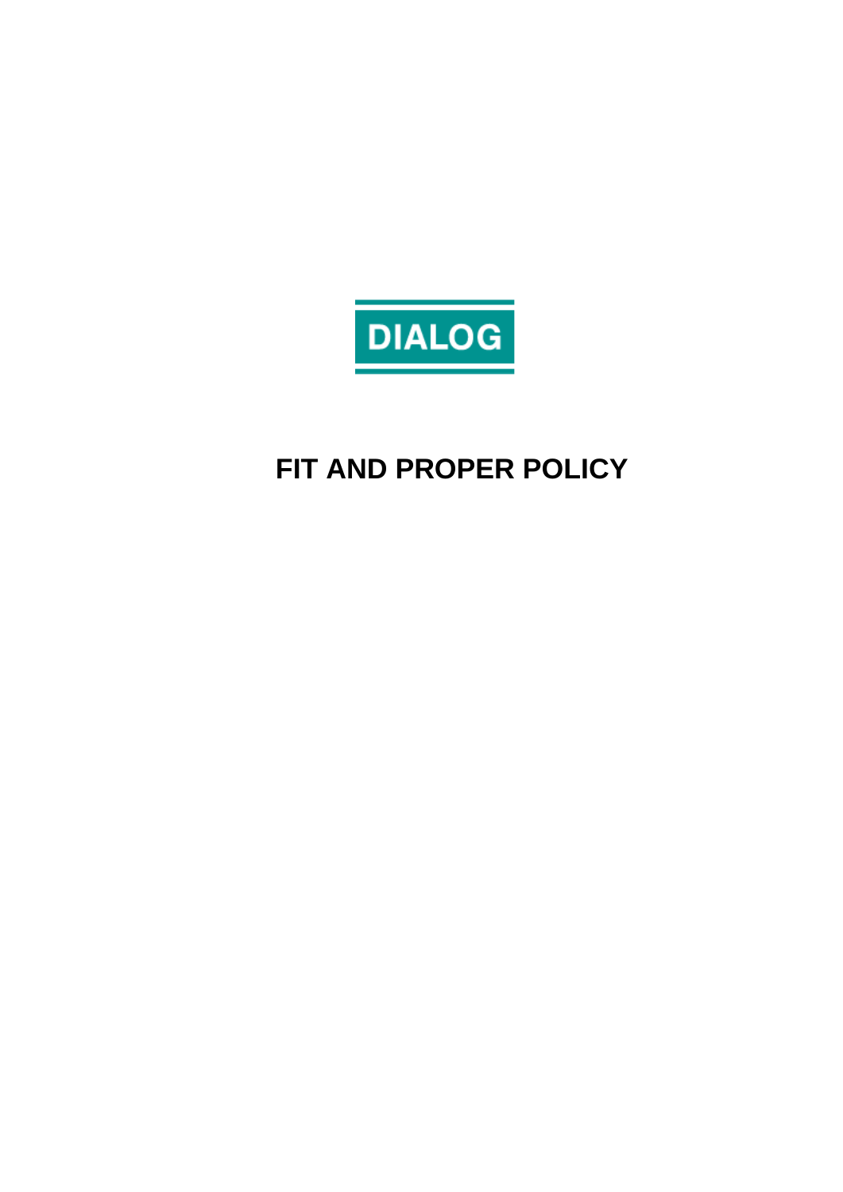DIALOG

# FIT AND PROPER POLICY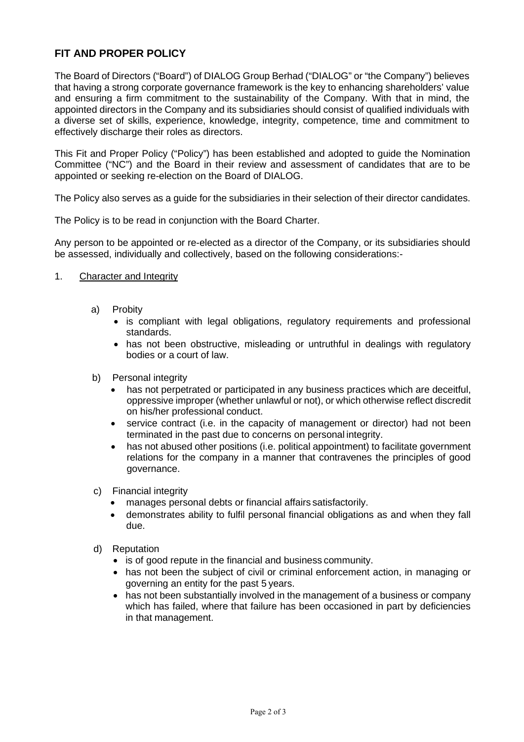## FIT AND PROPER POLICY

The Board of Directors ("Board") of DIALOG Group Berhad ("DIALOG" or "the Company") believes that having a strong corporate governance framework is the key to enhancing shareholders' value and ensuring a firm commitment to the sustainability of the Company. With that in mind, the appointed directors in the Company and its subsidiaries should consist of qualified individuals with a diverse set of skills, experience, knowledge, integrity, competence, time and commitment to effectively discharge their roles as directors.

This Fit and Proper Policy ("Policy") has been established and adopted to guide the Nomination Committee ("NC") and the Board in their review and assessment of candidates that are to be appointed or seeking re-election on the Board of DIALOG.

The Policy also serves as a guide for the subsidiaries in their selection of their director candidates.

The Policy is to be read in conjunction with the Board Charter.

Any person to be appointed or re-elected as a director of the Company, or its subsidiaries should be assessed, individually and collectively, based on the following considerations:-

1. Character and Integrity

   a) Probity
      - is compliant with legal obligations, regulatory requirements and professional standards.
      - has not been obstructive, misleading or untruthful in dealings with regulatory bodies or a court of law.

   b) Personal integrity
      - has not perpetrated or participated in any business practices which are deceitful, oppressive improper (whether unlawful or not), or which otherwise reflect discredit on his/her professional conduct.
      - service contract (i.e. in the capacity of management or director) had not been terminated in the past due to concerns on personal integrity.
      - has not abused other positions (i.e. political appointment) to facilitate government relations for the company in a manner that contravenes the principles of good governance.

   c) Financial integrity
      - manages personal debts or financial affairs satisfactorily.
      - demonstrates ability to fulfil personal financial obligations as and when they fall due.

   d) Reputation
      - is of good repute in the financial and business community.
      - has not been the subject of civil or criminal enforcement action, in managing or governing an entity for the past 5 years.
      - has not been substantially involved in the management of a business or company which has failed, where that failure has been occasioned in part by deficiencies in that management.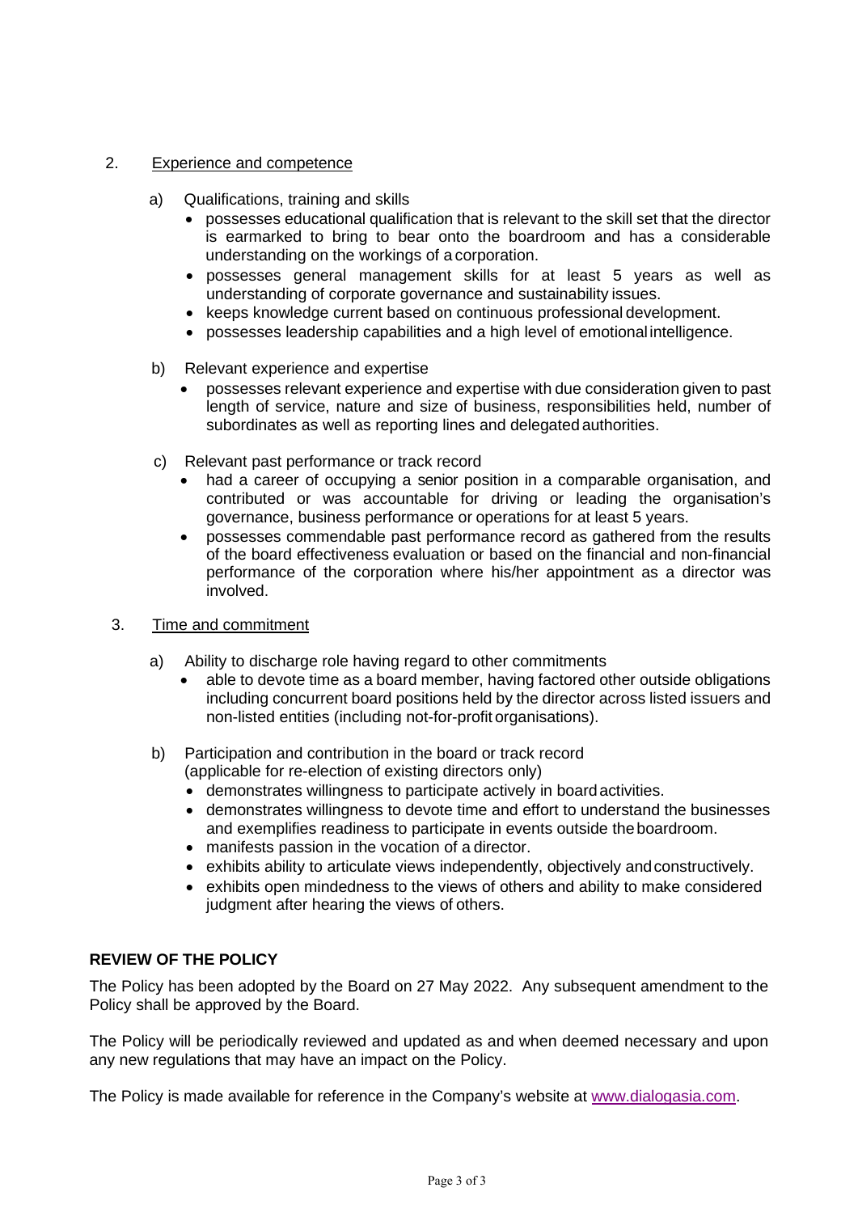2. Experience and competence

   a) Qualifications, training and skills
      - possesses educational qualification that is relevant to the skill set that the director is earmarked to bring to bear onto the boardroom and has a considerable understanding on the workings of a corporation.
      - possesses general management skills for at least 5 years as well as understanding of corporate governance and sustainability issues.
      - keeps knowledge current based on continuous professional development.
      - possesses leadership capabilities and a high level of emotional intelligence.

   b) Relevant experience and expertise
      - possesses relevant experience and expertise with due consideration given to past length of service, nature and size of business, responsibilities held, number of subordinates as well as reporting lines and delegated authorities.

   c) Relevant past performance or track record
      - had a career of occupying a senior position in a comparable organisation, and contributed or was accountable for driving or leading the organisation's governance, business performance or operations for at least 5 years.
      - possesses commendable past performance record as gathered from the results of the board effectiveness evaluation or based on the financial and non-financial performance of the corporation where his/her appointment as a director was involved.

3. Time and commitment

   a) Ability to discharge role having regard to other commitments
      - able to devote time as a board member, having factored other outside obligations including concurrent board positions held by the director across listed issuers and non-listed entities (including not-for-profit organisations).

   b) Participation and contribution in the board or track record
      (applicable for re-election of existing directors only)
      - demonstrates willingness to participate actively in board activities.
      - demonstrates willingness to devote time and effort to understand the businesses and exemplifies readiness to participate in events outside the boardroom.
      - manifests passion in the vocation of a director.
      - exhibits ability to articulate views independently, objectively and constructively.
      - exhibits open mindedness to the views of others and ability to make considered judgment after hearing the views of others.

**REVIEW OF THE POLICY**

The Policy has been adopted by the Board on 27 May 2022. Any subsequent amendment to the Policy shall be approved by the Board.

The Policy will be periodically reviewed and updated as and when deemed necessary and upon any new regulations that may have an impact on the Policy.

The Policy is made available for reference in the Company's website at www.dialogasia.com.